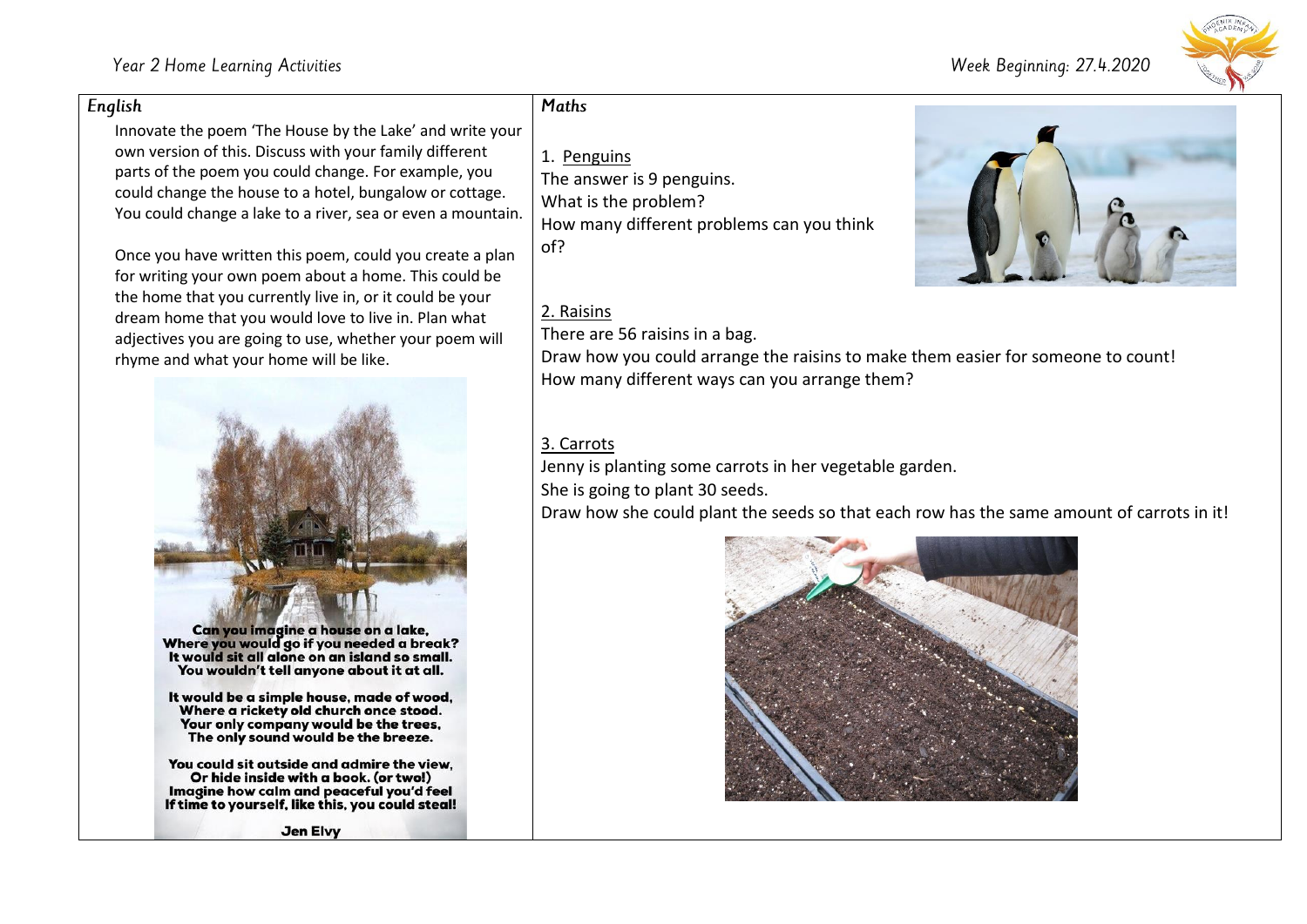Year 2 Home Learning Activities

Week Beginning: 27.4.2020

## English

Innovate the poem 'The House by the Lake' and write your own version of this. Discuss with your family different parts of the poem you could change. For example, you could change the house to a hotel, bungalow or cottage. You could change a lake to a river, sea or even a mountain.

Once you have written this poem, could you create a plan for writing your own poem about a home. This could be the home that you currently live in, or it could be your dream home that you would love to live in. Plan what adjectives you are going to use, whether your poem will rhyme and what your home will be like.

**Can you imagine a house on a lake,**
**Where you would go if you needed a break?**
**It would sit all alone on an island so small.**
**You wouldn't tell anyone about it at all.**

**It would be a simple house, made of wood,**
**Where a rickety old church once stood.**
**Your only company would be the trees,**
**The only sound would be the breeze.**

**You could sit outside and admire the view,**
**Or hide inside with a book. (or two!)**
**Imagine how calm and peaceful you'd feel**
**If time to yourself, like this, you could steal!**

**Jen Elvy**

## Maths

1. Penguins

The answer is 9 penguins.
What is the problem?
How many different problems can you think of?

2. Raisins

There are 56 raisins in a bag.
Draw how you could arrange the raisins to make them easier for someone to count!
How many different ways can you arrange them?

3. Carrots

Jenny is planting some carrots in her vegetable garden.
She is going to plant 30 seeds.
Draw how she could plant the seeds so that each row has the same amount of carrots in it!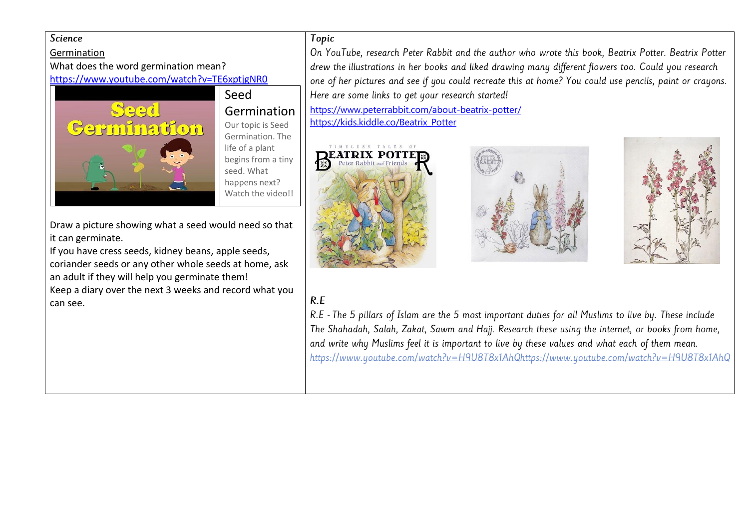***Science***

Germination

What does the word germination mean?

https://www.youtube.com/watch?v=TE6xptjgNR0

Seed Germination

Our topic is Seed Germination. The life of a plant begins from a tiny seed. What happens next? Watch the video!!

Draw a picture showing what a seed would need so that it can germinate.

If you have cress seeds, kidney beans, apple seeds, coriander seeds or any other whole seeds at home, ask an adult if they will help you germinate them!

Keep a diary over the next 3 weeks and record what you can see.

***Topic***

*On YouTube, research Peter Rabbit and the author who wrote this book, Beatrix Potter. Beatrix Potter drew the illustrations in her books and liked drawing many different flowers too. Could you research one of her pictures and see if you could recreate this at home? You could use pencils, paint or crayons. Here are some links to get your research started!*

https://www.peterrabbit.com/about-beatrix-potter/

https://kids.kiddle.co/Beatrix_Potter

***R.E***

*R.E - The 5 pillars of Islam are the 5 most important duties for all Muslims to live by. These include The Shahadah, Salah, Zakat, Sawm and Hajj. Research these using the internet, or books from home, and write why Muslims feel it is important to live by these values and what each of them mean.*

https://www.youtube.com/watch?v=H9U8T8x1AhQhttps://www.youtube.com/watch?v=H9U8T8x1AhQ